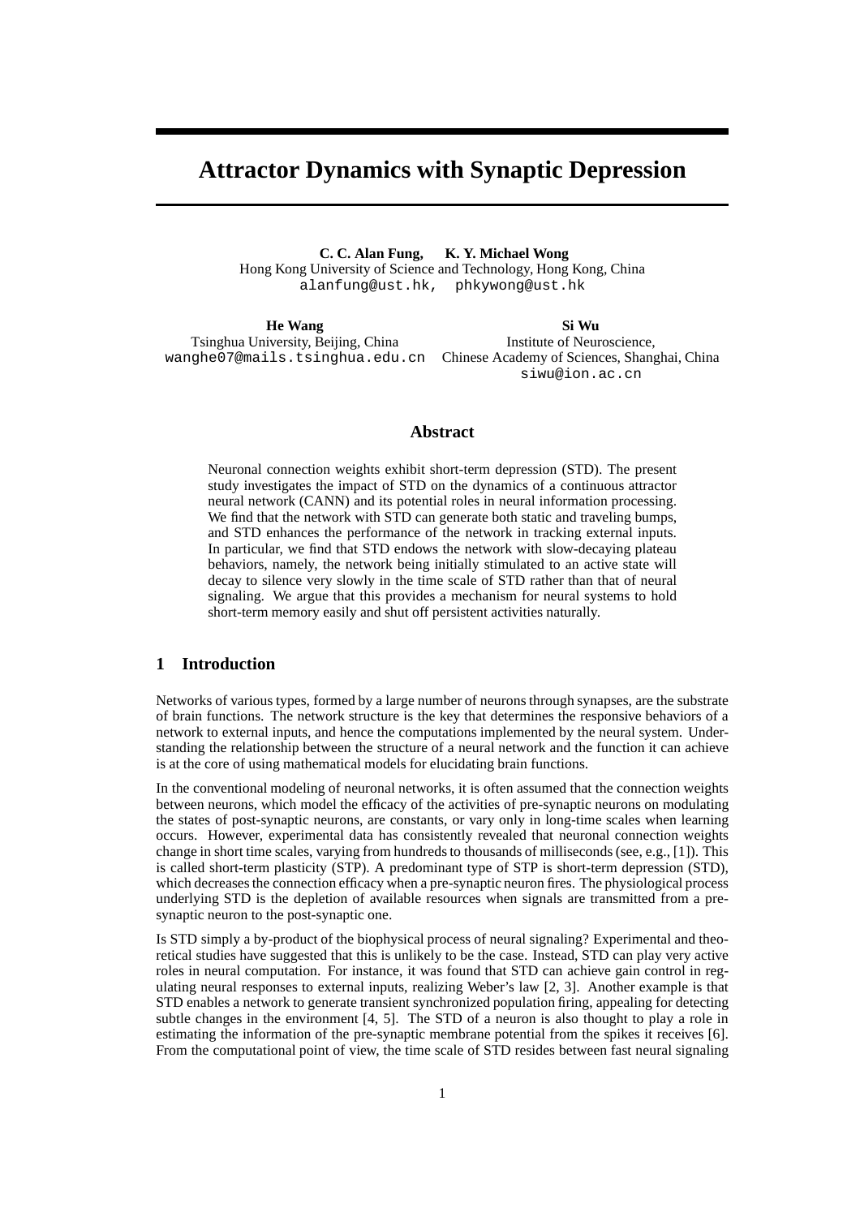# Attractor Dynamics with Synaptic Depression

**C. C. Alan Fung, K. Y. Michael Wong**
Hong Kong University of Science and Technology, Hong Kong, China
alanfung@ust.hk, phkywong@ust.hk

**He Wang**
Tsinghua University, Beijing, China
wanghe07@mails.tsinghua.edu.cn

**Si Wu**
Institute of Neuroscience,
Chinese Academy of Sciences, Shanghai, China
siwu@ion.ac.cn

## Abstract

Neuronal connection weights exhibit short-term depression (STD). The present study investigates the impact of STD on the dynamics of a continuous attractor neural network (CANN) and its potential roles in neural information processing. We find that the network with STD can generate both static and traveling bumps, and STD enhances the performance of the network in tracking external inputs. In particular, we find that STD endows the network with slow-decaying plateau behaviors, namely, the network being initially stimulated to an active state will decay to silence very slowly in the time scale of STD rather than that of neural signaling. We argue that this provides a mechanism for neural systems to hold short-term memory easily and shut off persistent activities naturally.

## 1 Introduction

Networks of various types, formed by a large number of neurons through synapses, are the substrate of brain functions. The network structure is the key that determines the responsive behaviors of a network to external inputs, and hence the computations implemented by the neural system. Understanding the relationship between the structure of a neural network and the function it can achieve is at the core of using mathematical models for elucidating brain functions.

In the conventional modeling of neuronal networks, it is often assumed that the connection weights between neurons, which model the efficacy of the activities of pre-synaptic neurons on modulating the states of post-synaptic neurons, are constants, or vary only in long-time scales when learning occurs. However, experimental data has consistently revealed that neuronal connection weights change in short time scales, varying from hundreds to thousands of milliseconds (see, e.g., [1]). This is called short-term plasticity (STP). A predominant type of STP is short-term depression (STD), which decreases the connection efficacy when a pre-synaptic neuron fires. The physiological process underlying STD is the depletion of available resources when signals are transmitted from a pre-synaptic neuron to the post-synaptic one.

Is STD simply a by-product of the biophysical process of neural signaling? Experimental and theoretical studies have suggested that this is unlikely to be the case. Instead, STD can play very active roles in neural computation. For instance, it was found that STD can achieve gain control in regulating neural responses to external inputs, realizing Weber's law [2, 3]. Another example is that STD enables a network to generate transient synchronized population firing, appealing for detecting subtle changes in the environment [4, 5]. The STD of a neuron is also thought to play a role in estimating the information of the pre-synaptic membrane potential from the spikes it receives [6]. From the computational point of view, the time scale of STD resides between fast neural signaling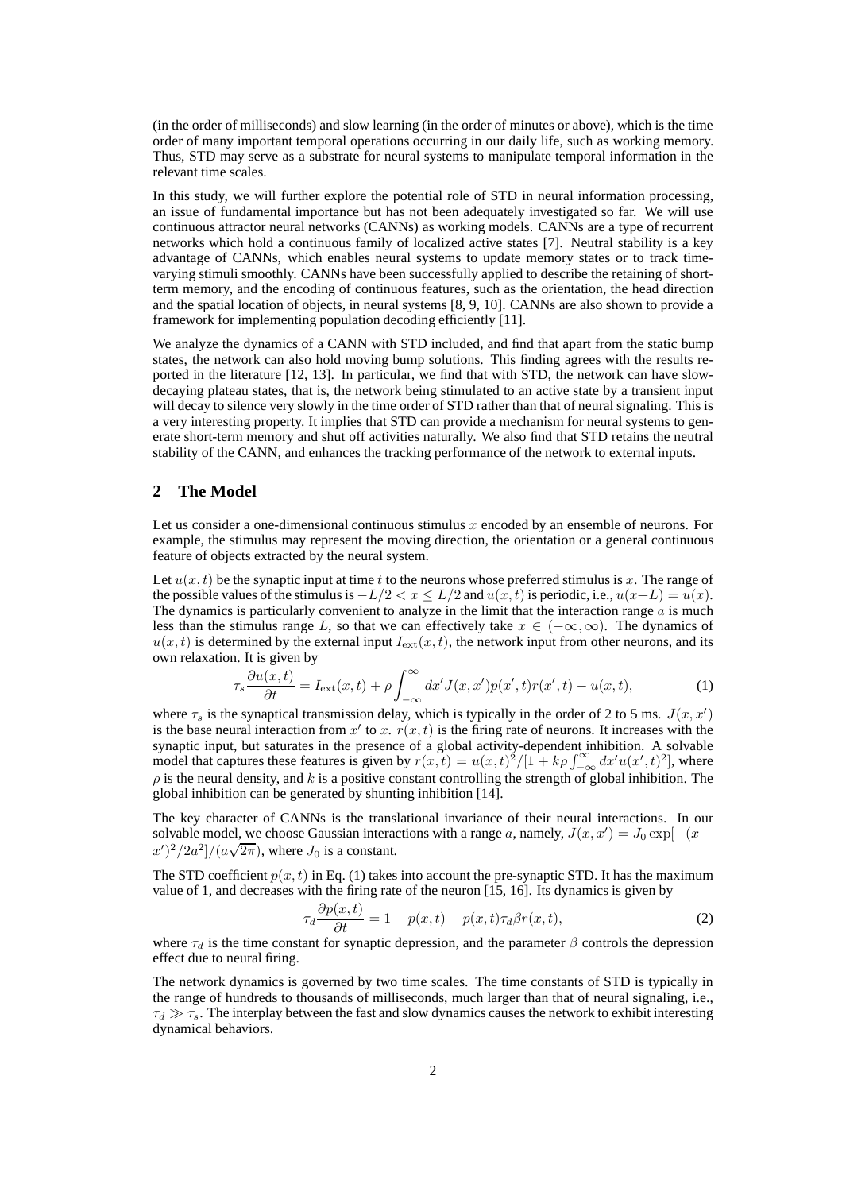(in the order of milliseconds) and slow learning (in the order of minutes or above), which is the time order of many important temporal operations occurring in our daily life, such as working memory. Thus, STD may serve as a substrate for neural systems to manipulate temporal information in the relevant time scales.

In this study, we will further explore the potential role of STD in neural information processing, an issue of fundamental importance but has not been adequately investigated so far. We will use continuous attractor neural networks (CANNs) as working models. CANNs are a type of recurrent networks which hold a continuous family of localized active states [7]. Neutral stability is a key advantage of CANNs, which enables neural systems to update memory states or to track time-varying stimuli smoothly. CANNs have been successfully applied to describe the retaining of short-term memory, and the encoding of continuous features, such as the orientation, the head direction and the spatial location of objects, in neural systems [8, 9, 10]. CANNs are also shown to provide a framework for implementing population decoding efficiently [11].

We analyze the dynamics of a CANN with STD included, and find that apart from the static bump states, the network can also hold moving bump solutions. This finding agrees with the results reported in the literature [12, 13]. In particular, we find that with STD, the network can have slow-decaying plateau states, that is, the network being stimulated to an active state by a transient input will decay to silence very slowly in the time order of STD rather than that of neural signaling. This is a very interesting property. It implies that STD can provide a mechanism for neural systems to generate short-term memory and shut off activities naturally. We also find that STD retains the neutral stability of the CANN, and enhances the tracking performance of the network to external inputs.

## 2 The Model

Let us consider a one-dimensional continuous stimulus $x$ encoded by an ensemble of neurons. For example, the stimulus may represent the moving direction, the orientation or a general continuous feature of objects extracted by the neural system.

Let $u(x,t)$ be the synaptic input at time $t$ to the neurons whose preferred stimulus is $x$. The range of the possible values of the stimulus is $-L/2 < x \leq L/2$ and $u(x,t)$ is periodic, i.e., $u(x+L) = u(x)$. The dynamics is particularly convenient to analyze in the limit that the interaction range $a$ is much less than the stimulus range $L$, so that we can effectively take $x \in (-\infty, \infty)$. The dynamics of $u(x,t)$ is determined by the external input $I_{\text{ext}}(x,t)$, the network input from other neurons, and its own relaxation. It is given by

$$\tau_s \frac{\partial u(x,t)}{\partial t} = I_{\text{ext}}(x,t) + \rho \int_{-\infty}^{\infty} dx' J(x,x') p(x',t) r(x',t) - u(x,t), \tag{1}$$

where $\tau_s$ is the synaptical transmission delay, which is typically in the order of 2 to 5 ms. $J(x,x')$ is the base neural interaction from $x'$ to $x$. $r(x,t)$ is the firing rate of neurons. It increases with the synaptic input, but saturates in the presence of a global activity-dependent inhibition. A solvable model that captures these features is given by $r(x,t) = u(x,t)^2/[1 + k\rho \int_{-\infty}^{\infty} dx' u(x',t)^2]$, where $\rho$ is the neural density, and $k$ is a positive constant controlling the strength of global inhibition. The global inhibition can be generated by shunting inhibition [14].

The key character of CANNs is the translational invariance of their neural interactions. In our solvable model, we choose Gaussian interactions with a range $a$, namely, $J(x,x') = J_0 \exp[-(x - x')^2/2a^2]/(a\sqrt{2\pi})$, where $J_0$ is a constant.

The STD coefficient $p(x,t)$ in Eq. (1) takes into account the pre-synaptic STD. It has the maximum value of 1, and decreases with the firing rate of the neuron [15, 16]. Its dynamics is given by

$$\tau_d \frac{\partial p(x,t)}{\partial t} = 1 - p(x,t) - p(x,t) \tau_d \beta r(x,t), \tag{2}$$

where $\tau_d$ is the time constant for synaptic depression, and the parameter $\beta$ controls the depression effect due to neural firing.

The network dynamics is governed by two time scales. The time constants of STD is typically in the range of hundreds to thousands of milliseconds, much larger than that of neural signaling, i.e., $\tau_d \gg \tau_s$. The interplay between the fast and slow dynamics causes the network to exhibit interesting dynamical behaviors.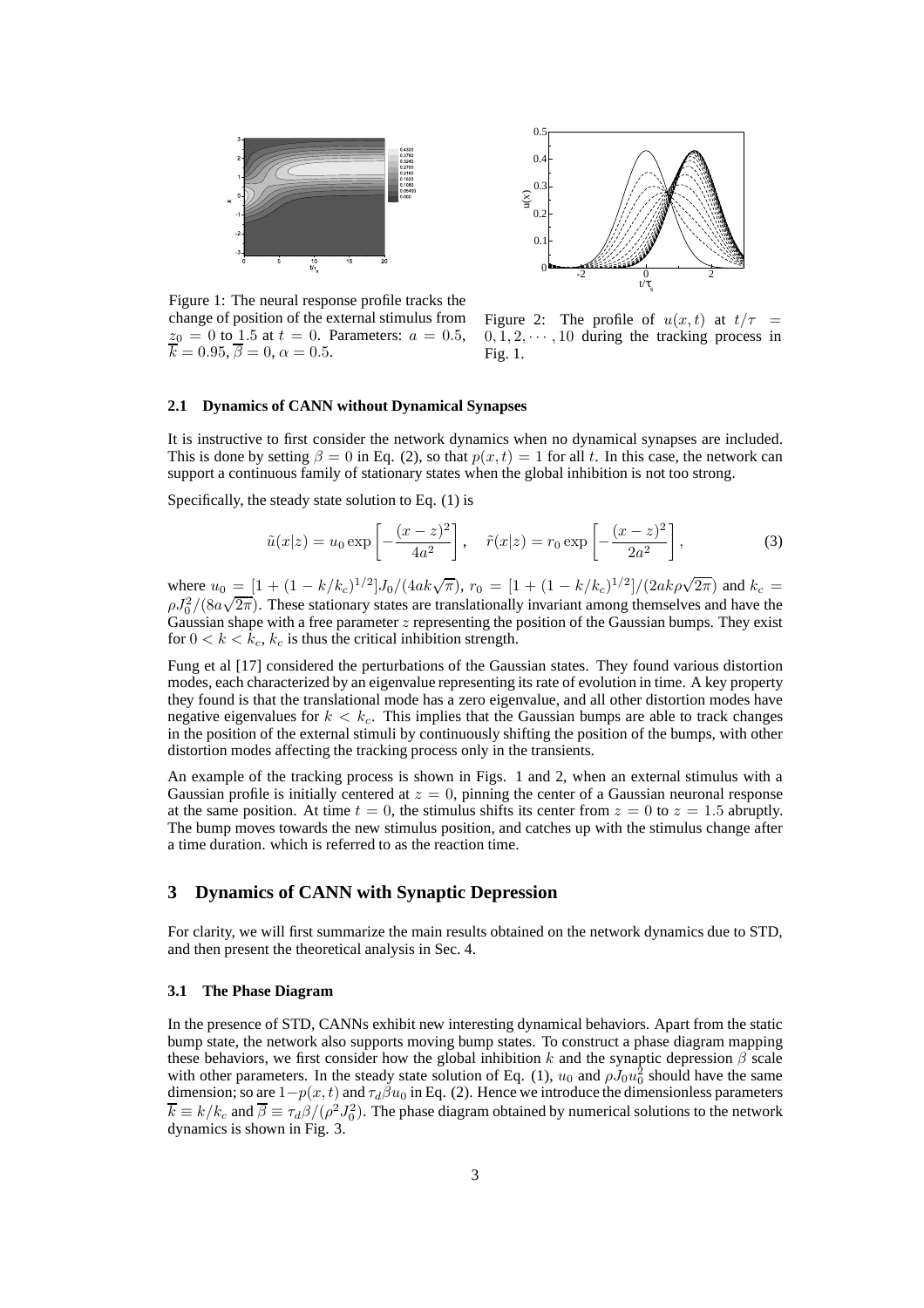Figure 1: The neural response profile tracks the change of position of the external stimulus from $z_0 = 0$ to 1.5 at $t = 0$. Parameters: $a = 0.5$, $\overline{k} = 0.95$, $\overline{\beta} = 0$, $\alpha = 0.5$.

Figure 2: The profile of $u(x,t)$ at $t/\tau = 0, 1, 2, \cdots, 10$ during the tracking process in Fig. 1.

### 2.1 Dynamics of CANN without Dynamical Synapses

It is instructive to first consider the network dynamics when no dynamical synapses are included. This is done by setting $\beta = 0$ in Eq. (2), so that $p(x,t) = 1$ for all $t$. In this case, the network can support a continuous family of stationary states when the global inhibition is not too strong.

Specifically, the steady state solution to Eq. (1) is

$$\tilde{u}(x|z) = u_0 \exp\left[-\frac{(x-z)^2}{4a^2}\right], \quad \tilde{r}(x|z) = r_0 \exp\left[-\frac{(x-z)^2}{2a^2}\right], \tag{3}$$

where $u_0 = [1 + (1 - k/k_c)^{1/2}]J_0/(4ak\sqrt{\pi})$, $r_0 = [1 + (1 - k/k_c)^{1/2}]/(2ak\rho\sqrt{2\pi})$ and $k_c = \rho J_0^2/(8a\sqrt{2\pi})$. These stationary states are translationally invariant among themselves and have the Gaussian shape with a free parameter $z$ representing the position of the Gaussian bumps. They exist for $0 < k < k_c$, $k_c$ is thus the critical inhibition strength.

Fung et al [17] considered the perturbations of the Gaussian states. They found various distortion modes, each characterized by an eigenvalue representing its rate of evolution in time. A key property they found is that the translational mode has a zero eigenvalue, and all other distortion modes have negative eigenvalues for $k < k_c$. This implies that the Gaussian bumps are able to track changes in the position of the external stimuli by continuously shifting the position of the bumps, with other distortion modes affecting the tracking process only in the transients.

An example of the tracking process is shown in Figs. 1 and 2, when an external stimulus with a Gaussian profile is initially centered at $z = 0$, pinning the center of a Gaussian neuronal response at the same position. At time $t = 0$, the stimulus shifts its center from $z = 0$ to $z = 1.5$ abruptly. The bump moves towards the new stimulus position, and catches up with the stimulus change after a time duration. which is referred to as the reaction time.

## 3 Dynamics of CANN with Synaptic Depression

For clarity, we will first summarize the main results obtained on the network dynamics due to STD, and then present the theoretical analysis in Sec. 4.

### 3.1 The Phase Diagram

In the presence of STD, CANNs exhibit new interesting dynamical behaviors. Apart from the static bump state, the network also supports moving bump states. To construct a phase diagram mapping these behaviors, we first consider how the global inhibition $k$ and the synaptic depression $\beta$ scale with other parameters. In the steady state solution of Eq. (1), $u_0$ and $\rho J_0 u_0^2$ should have the same dimension; so are $1 - p(x,t)$ and $\tau_d \beta u_0$ in Eq. (2). Hence we introduce the dimensionless parameters $\overline{k} \equiv k/k_c$ and $\overline{\beta} \equiv \tau_d \beta/(\rho^2 J_0^2)$. The phase diagram obtained by numerical solutions to the network dynamics is shown in Fig. 3.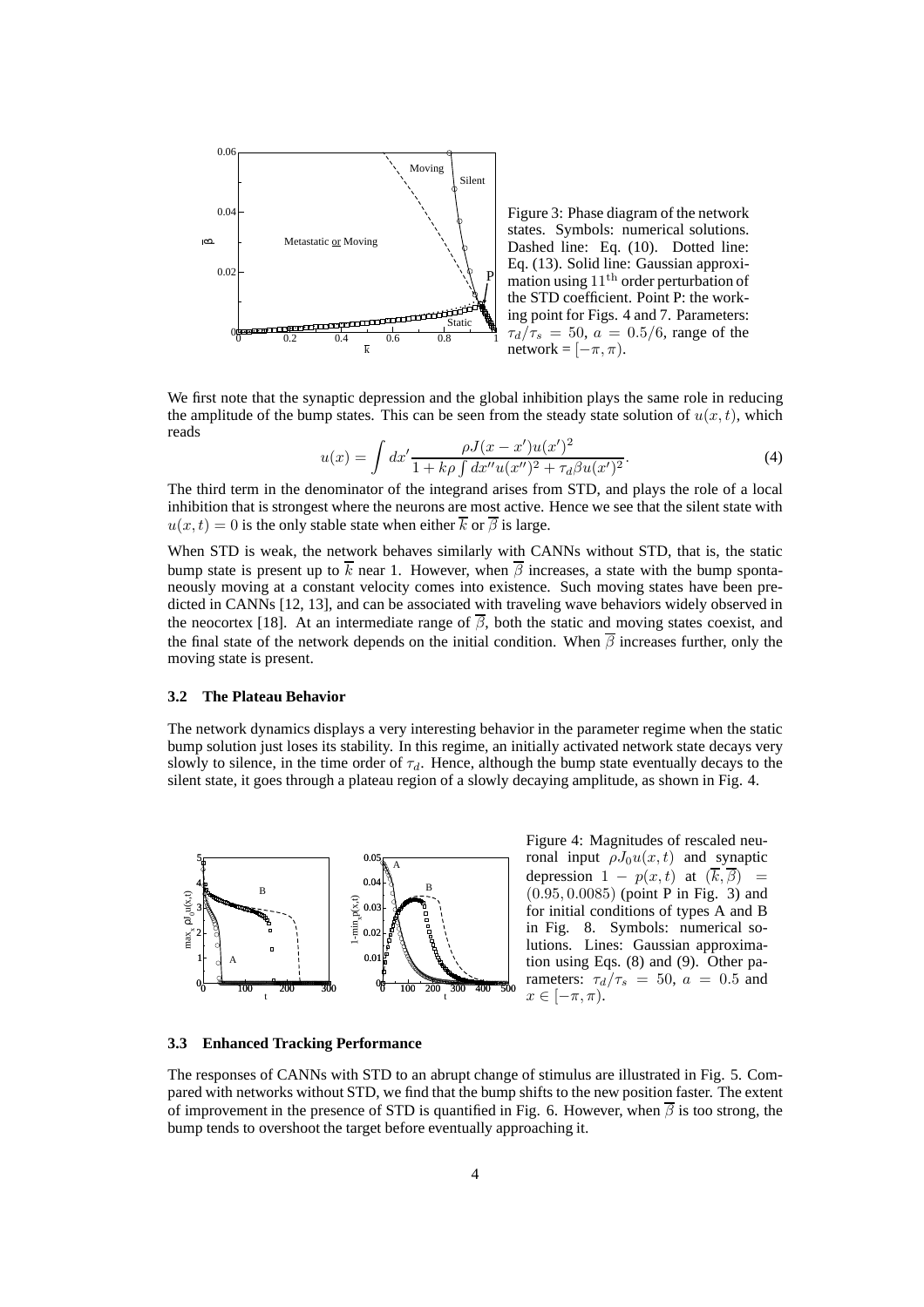Figure 3: Phase diagram of the network states. Symbols: numerical solutions. Dashed line: Eq. (10). Dotted line: Eq. (13). Solid line: Gaussian approximation using $11^{\text{th}}$ order perturbation of the STD coefficient. Point P: the working point for Figs. 4 and 7. Parameters: $\tau_d/\tau_s = 50$, $a = 0.5/6$, range of the network = $[-\pi, \pi)$.

We first note that the synaptic depression and the global inhibition plays the same role in reducing the amplitude of the bump states. This can be seen from the steady state solution of $u(x,t)$, which reads

$$u(x) = \int dx' \frac{\rho J(x-x')u(x')^2}{1 + k\rho \int dx'' u(x'')^2 + \tau_d \beta u(x')^2}. \tag{4}$$

The third term in the denominator of the integrand arises from STD, and plays the role of a local inhibition that is strongest where the neurons are most active. Hence we see that the silent state with $u(x,t) = 0$ is the only stable state when either $\overline{k}$ or $\overline{\beta}$ is large.

When STD is weak, the network behaves similarly with CANNs without STD, that is, the static bump state is present up to $\overline{k}$ near 1. However, when $\overline{\beta}$ increases, a state with the bump spontaneously moving at a constant velocity comes into existence. Such moving states have been predicted in CANNs [12, 13], and can be associated with traveling wave behaviors widely observed in the neocortex [18]. At an intermediate range of $\overline{\beta}$, both the static and moving states coexist, and the final state of the network depends on the initial condition. When $\overline{\beta}$ increases further, only the moving state is present.

### 3.2 The Plateau Behavior

The network dynamics displays a very interesting behavior in the parameter regime when the static bump solution just loses its stability. In this regime, an initially activated network state decays very slowly to silence, in the time order of $\tau_d$. Hence, although the bump state eventually decays to the silent state, it goes through a plateau region of a slowly decaying amplitude, as shown in Fig. 4.

Figure 4: Magnitudes of rescaled neuronal input $\rho J_0 u(x,t)$ and synaptic depression $1 - p(x,t)$ at $(\overline{k}, \overline{\beta}) = (0.95, 0.0085)$ (point P in Fig. 3) and for initial conditions of types A and B in Fig. 8. Symbols: numerical solutions. Lines: Gaussian approximation using Eqs. (8) and (9). Other parameters: $\tau_d/\tau_s = 50$, $a = 0.5$ and $x \in [-\pi, \pi)$.

### 3.3 Enhanced Tracking Performance

The responses of CANNs with STD to an abrupt change of stimulus are illustrated in Fig. 5. Compared with networks without STD, we find that the bump shifts to the new position faster. The extent of improvement in the presence of STD is quantified in Fig. 6. However, when $\overline{\beta}$ is too strong, the bump tends to overshoot the target before eventually approaching it.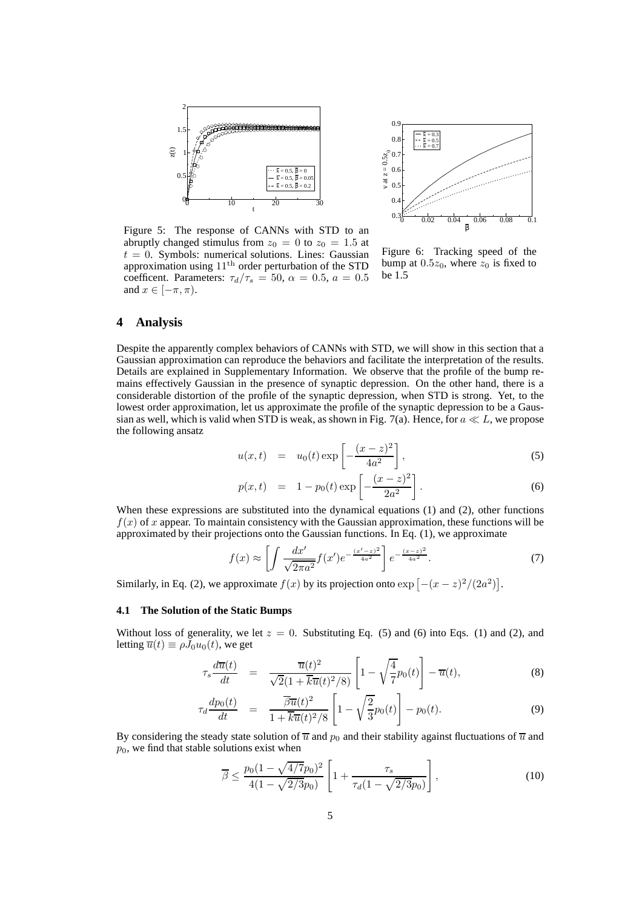Figure 5: The response of CANNs with STD to an abruptly changed stimulus from $z_0 = 0$ to $z_0 = 1.5$ at $t = 0$. Symbols: numerical solutions. Lines: Gaussian approximation using $11^{\text{th}}$ order perturbation of the STD coefficent. Parameters: $\tau_d/\tau_s = 50$, $\alpha = 0.5$, $a = 0.5$ and $x \in [-\pi, \pi)$.

Figure 6: Tracking speed of the bump at $0.5z_0$, where $z_0$ is fixed to be 1.5

## 4 Analysis

Despite the apparently complex behaviors of CANNs with STD, we will show in this section that a Gaussian approximation can reproduce the behaviors and facilitate the interpretation of the results. Details are explained in Supplementary Information. We observe that the profile of the bump remains effectively Gaussian in the presence of synaptic depression. On the other hand, there is a considerable distortion of the profile of the synaptic depression, when STD is strong. Yet, to the lowest order approximation, let us approximate the profile of the synaptic depression to be a Gaussian as well, which is valid when STD is weak, as shown in Fig. 7(a). Hence, for $a \ll L$, we propose the following ansatz

$$u(x,t) = u_0(t) \exp\left[-\frac{(x-z)^2}{4a^2}\right], \tag{5}$$

$$p(x,t) = 1 - p_0(t) \exp\left[-\frac{(x-z)^2}{2a^2}\right]. \tag{6}$$

When these expressions are substituted into the dynamical equations (1) and (2), other functions $f(x)$ of $x$ appear. To maintain consistency with the Gaussian approximation, these functions will be approximated by their projections onto the Gaussian functions. In Eq. (1), we approximate

$$f(x) \approx \left[\int \frac{dx'}{\sqrt{2\pi a^2}} f(x') e^{-\frac{(x'-z)^2}{4a^2}}\right] e^{-\frac{(x-z)^2}{4a^2}}. \tag{7}$$

Similarly, in Eq. (2), we approximate $f(x)$ by its projection onto $\exp\left[-(x-z)^2/(2a^2)\right]$.

### 4.1 The Solution of the Static Bumps

Without loss of generality, we let $z = 0$. Substituting Eq. (5) and (6) into Eqs. (1) and (2), and letting $\overline{u}(t) \equiv \rho J_0 u_0(t)$, we get

$$\tau_s \frac{d\overline{u}(t)}{dt} = \frac{\overline{u}(t)^2}{\sqrt{2}(1+\overline{k}\overline{u}(t)^2/8)}\left[1 - \sqrt{\frac{4}{7}} p_0(t)\right] - \overline{u}(t), \tag{8}$$

$$\tau_d \frac{dp_0(t)}{dt} = \frac{\overline{\beta}\overline{u}(t)^2}{1+\overline{k}\overline{u}(t)^2/8}\left[1 - \sqrt{\frac{2}{3}} p_0(t)\right] - p_0(t). \tag{9}$$

By considering the steady state solution of $\overline{u}$ and $p_0$ and their stability against fluctuations of $\overline{u}$ and $p_0$, we find that stable solutions exist when

$$\overline{\beta} \le \frac{p_0(1-\sqrt{4/7}p_0)^2}{4(1-\sqrt{2/3}p_0)}\left[1 + \frac{\tau_s}{\tau_d(1-\sqrt{2/3}p_0)}\right], \tag{10}$$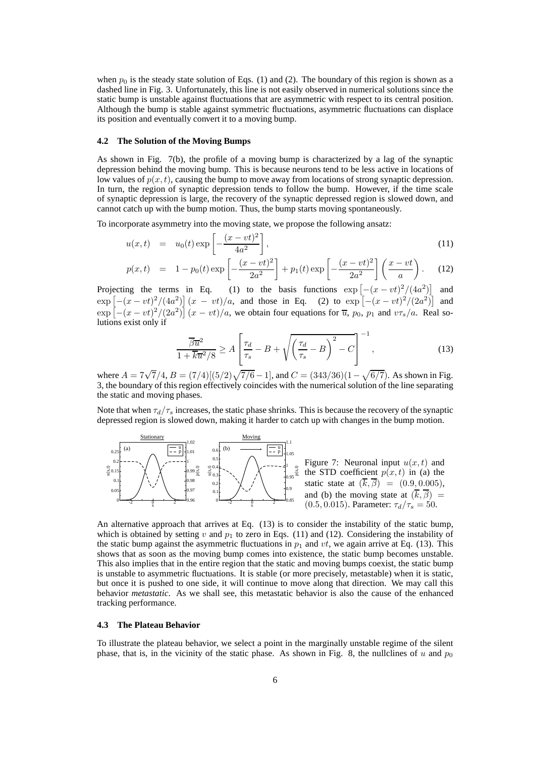when $p_0$ is the steady state solution of Eqs. (1) and (2). The boundary of this region is shown as a dashed line in Fig. 3. Unfortunately, this line is not easily observed in numerical solutions since the static bump is unstable against fluctuations that are asymmetric with respect to its central position. Although the bump is stable against symmetric fluctuations, asymmetric fluctuations can displace its position and eventually convert it to a moving bump.

### 4.2 The Solution of the Moving Bumps

As shown in Fig. 7(b), the profile of a moving bump is characterized by a lag of the synaptic depression behind the moving bump. This is because neurons tend to be less active in locations of low values of $p(x,t)$, causing the bump to move away from locations of strong synaptic depression. In turn, the region of synaptic depression tends to follow the bump. However, if the time scale of synaptic depression is large, the recovery of the synaptic depressed region is slowed down, and cannot catch up with the bump motion. Thus, the bump starts moving spontaneously.

To incorporate asymmetry into the moving state, we propose the following ansatz:

$$u(x,t) = u_0(t)\exp\left[-\frac{(x-vt)^2}{4a^2}\right], \tag{11}$$

$$p(x,t) = 1 - p_0(t)\exp\left[-\frac{(x-vt)^2}{2a^2}\right] + p_1(t)\exp\left[-\frac{(x-vt)^2}{2a^2}\right]\left(\frac{x-vt}{a}\right). \tag{12}$$

Projecting the terms in Eq. (1) to the basis functions $\exp\left[-(x-vt)^2/(4a^2)\right]$ and $\exp\left[-(x-vt)^2/(4a^2)\right](x-vt)/a$, and those in Eq. (2) to $\exp\left[-(x-vt)^2/(2a^2)\right]$ and $\exp\left[-(x-vt)^2/(2a^2)\right](x-vt)/a$, we obtain four equations for $\overline{u}$, $p_0$, $p_1$ and $v\tau_s/a$. Real solutions exist only if

$$\frac{\overline{\beta}\overline{u}^2}{1+\overline{k}\overline{u}^2/8} \geq A\left[\frac{\tau_d}{\tau_s} - B + \sqrt{\left(\frac{\tau_d}{\tau_s} - B\right)^2 - C}\right]^{-1}, \tag{13}$$

where $A = 7\sqrt{7}/4$, $B = (7/4)[(5/2)\sqrt{7/6}-1]$, and $C = (343/36)(1-\sqrt{6/7})$. As shown in Fig. 3, the boundary of this region effectively coincides with the numerical solution of the line separating the static and moving phases.

Note that when $\tau_d/\tau_s$ increases, the static phase shrinks. This is because the recovery of the synaptic depressed region is slowed down, making it harder to catch up with changes in the bump motion.

Figure 7: Neuronal input $u(x,t)$ and the STD coefficient $p(x,t)$ in (a) the static state at $(\overline{k},\overline{\beta}) = (0.9, 0.005)$, and (b) the moving state at $(\overline{k},\overline{\beta}) = (0.5, 0.015)$. Parameter: $\tau_d/\tau_s = 50$.

An alternative approach that arrives at Eq. (13) is to consider the instability of the static bump, which is obtained by setting $v$ and $p_1$ to zero in Eqs. (11) and (12). Considering the instability of the static bump against the asymmetric fluctuations in $p_1$ and $vt$, we again arrive at Eq. (13). This shows that as soon as the moving bump comes into existence, the static bump becomes unstable. This also implies that in the entire region that the static and moving bumps coexist, the static bump is unstable to asymmetric fluctuations. It is stable (or more precisely, metastable) when it is static, but once it is pushed to one side, it will continue to move along that direction. We may call this behavior *metastatic*. As we shall see, this metastatic behavior is also the cause of the enhanced tracking performance.

### 4.3 The Plateau Behavior

To illustrate the plateau behavior, we select a point in the marginally unstable regime of the silent phase, that is, in the vicinity of the static phase. As shown in Fig. 8, the nullclines of $u$ and $p_0$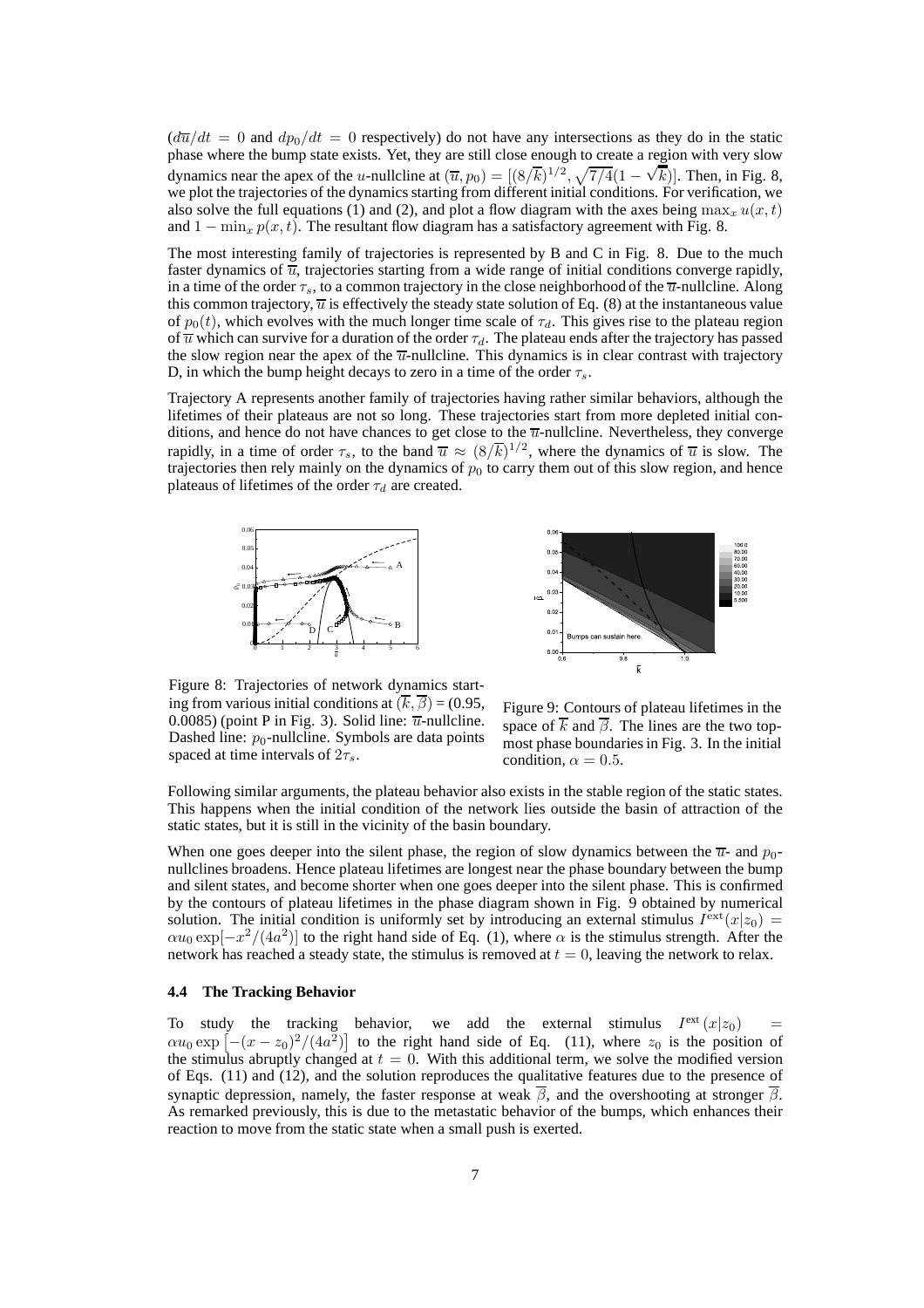($d\overline{u}/dt = 0$ and $dp_0/dt = 0$ respectively) do not have any intersections as they do in the static phase where the bump state exists. Yet, they are still close enough to create a region with very slow dynamics near the apex of the $u$-nullcline at $(\overline{u}, p_0) = [(8/\overline{k})^{1/2}, \sqrt{7/4}(1 - \sqrt{\overline{k}})]$. Then, in Fig. 8, we plot the trajectories of the dynamics starting from different initial conditions. For verification, we also solve the full equations (1) and (2), and plot a flow diagram with the axes being $\max_x u(x,t)$ and $1 - \min_x p(x,t)$. The resultant flow diagram has a satisfactory agreement with Fig. 8.

The most interesting family of trajectories is represented by B and C in Fig. 8. Due to the much faster dynamics of $\overline{u}$, trajectories starting from a wide range of initial conditions converge rapidly, in a time of the order $\tau_s$, to a common trajectory in the close neighborhood of the $\overline{u}$-nullcline. Along this common trajectory, $\overline{u}$ is effectively the steady state solution of Eq. (8) at the instantaneous value of $p_0(t)$, which evolves with the much longer time scale of $\tau_d$. This gives rise to the plateau region of $\overline{u}$ which can survive for a duration of the order $\tau_d$. The plateau ends after the trajectory has passed the slow region near the apex of the $\overline{u}$-nullcline. This dynamics is in clear contrast with trajectory D, in which the bump height decays to zero in a time of the order $\tau_s$.

Trajectory A represents another family of trajectories having rather similar behaviors, although the lifetimes of their plateaus are not so long. These trajectories start from more depleted initial conditions, and hence do not have chances to get close to the $\overline{u}$-nullcline. Nevertheless, they converge rapidly, in a time of order $\tau_s$, to the band $\overline{u} \approx (8/\overline{k})^{1/2}$, where the dynamics of $\overline{u}$ is slow. The trajectories then rely mainly on the dynamics of $p_0$ to carry them out of this slow region, and hence plateaus of lifetimes of the order $\tau_d$ are created.

Figure 8: Trajectories of network dynamics starting from various initial conditions at $(\overline{k}, \overline{\beta})$ = (0.95, 0.0085) (point P in Fig. 3). Solid line: $\overline{u}$-nullcline. Dashed line: $p_0$-nullcline. Symbols are data points spaced at time intervals of $2\tau_s$.

Figure 9: Contours of plateau lifetimes in the space of $\overline{k}$ and $\overline{\beta}$. The lines are the two topmost phase boundaries in Fig. 3. In the initial condition, $\alpha = 0.5$.

Following similar arguments, the plateau behavior also exists in the stable region of the static states. This happens when the initial condition of the network lies outside the basin of attraction of the static states, but it is still in the vicinity of the basin boundary.

When one goes deeper into the silent phase, the region of slow dynamics between the $\overline{u}$- and $p_0$-nullclines broadens. Hence plateau lifetimes are longest near the phase boundary between the bump and silent states, and become shorter when one goes deeper into the silent phase. This is confirmed by the contours of plateau lifetimes in the phase diagram shown in Fig. 9 obtained by numerical solution. The initial condition is uniformly set by introducing an external stimulus $I^{\text{ext}}(x|z_0) = \alpha u_0 \exp[-x^2/(4a^2)]$ to the right hand side of Eq. (1), where $\alpha$ is the stimulus strength. After the network has reached a steady state, the stimulus is removed at $t = 0$, leaving the network to relax.

### 4.4 The Tracking Behavior

To study the tracking behavior, we add the external stimulus $I^{\text{ext}}(x|z_0) = \alpha u_0 \exp\left[-(x - z_0)^2/(4a^2)\right]$ to the right hand side of Eq. (11), where $z_0$ is the position of the stimulus abruptly changed at $t = 0$. With this additional term, we solve the modified version of Eqs. (11) and (12), and the solution reproduces the qualitative features due to the presence of synaptic depression, namely, the faster response at weak $\overline{\beta}$, and the overshooting at stronger $\overline{\beta}$. As remarked previously, this is due to the metastatic behavior of the bumps, which enhances their reaction to move from the static state when a small push is exerted.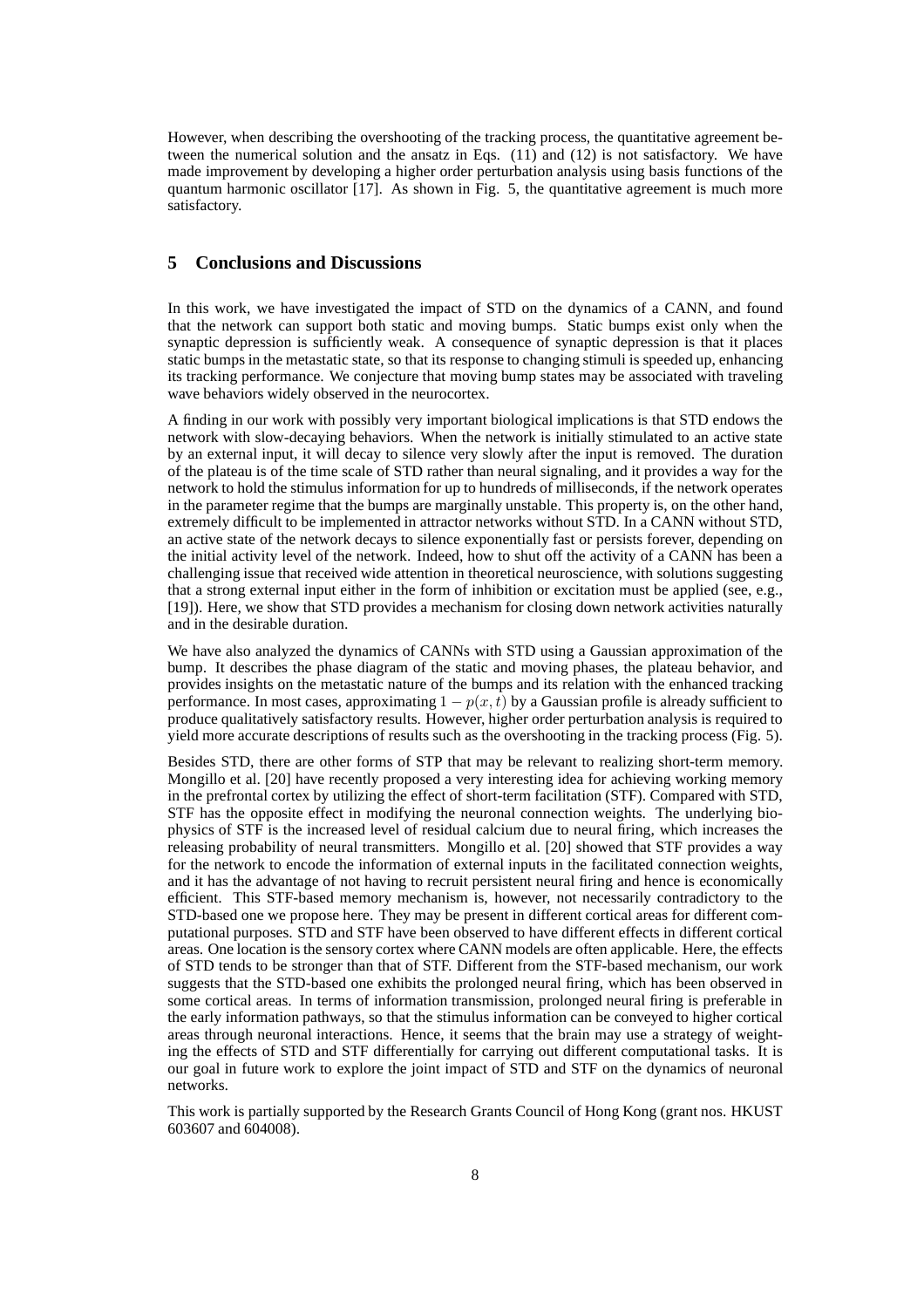However, when describing the overshooting of the tracking process, the quantitative agreement between the numerical solution and the ansatz in Eqs. (11) and (12) is not satisfactory. We have made improvement by developing a higher order perturbation analysis using basis functions of the quantum harmonic oscillator [17]. As shown in Fig. 5, the quantitative agreement is much more satisfactory.

## 5 Conclusions and Discussions

In this work, we have investigated the impact of STD on the dynamics of a CANN, and found that the network can support both static and moving bumps. Static bumps exist only when the synaptic depression is sufficiently weak. A consequence of synaptic depression is that it places static bumps in the metastatic state, so that its response to changing stimuli is speeded up, enhancing its tracking performance. We conjecture that moving bump states may be associated with traveling wave behaviors widely observed in the neurocortex.

A finding in our work with possibly very important biological implications is that STD endows the network with slow-decaying behaviors. When the network is initially stimulated to an active state by an external input, it will decay to silence very slowly after the input is removed. The duration of the plateau is of the time scale of STD rather than neural signaling, and it provides a way for the network to hold the stimulus information for up to hundreds of milliseconds, if the network operates in the parameter regime that the bumps are marginally unstable. This property is, on the other hand, extremely difficult to be implemented in attractor networks without STD. In a CANN without STD, an active state of the network decays to silence exponentially fast or persists forever, depending on the initial activity level of the network. Indeed, how to shut off the activity of a CANN has been a challenging issue that received wide attention in theoretical neuroscience, with solutions suggesting that a strong external input either in the form of inhibition or excitation must be applied (see, e.g., [19]). Here, we show that STD provides a mechanism for closing down network activities naturally and in the desirable duration.

We have also analyzed the dynamics of CANNs with STD using a Gaussian approximation of the bump. It describes the phase diagram of the static and moving phases, the plateau behavior, and provides insights on the metastatic nature of the bumps and its relation with the enhanced tracking performance. In most cases, approximating $1 - p(x, t)$ by a Gaussian profile is already sufficient to produce qualitatively satisfactory results. However, higher order perturbation analysis is required to yield more accurate descriptions of results such as the overshooting in the tracking process (Fig. 5).

Besides STD, there are other forms of STP that may be relevant to realizing short-term memory. Mongillo et al. [20] have recently proposed a very interesting idea for achieving working memory in the prefrontal cortex by utilizing the effect of short-term facilitation (STF). Compared with STD, STF has the opposite effect in modifying the neuronal connection weights. The underlying biophysics of STF is the increased level of residual calcium due to neural firing, which increases the releasing probability of neural transmitters. Mongillo et al. [20] showed that STF provides a way for the network to encode the information of external inputs in the facilitated connection weights, and it has the advantage of not having to recruit persistent neural firing and hence is economically efficient. This STF-based memory mechanism is, however, not necessarily contradictory to the STD-based one we propose here. They may be present in different cortical areas for different computational purposes. STD and STF have been observed to have different effects in different cortical areas. One location is the sensory cortex where CANN models are often applicable. Here, the effects of STD tends to be stronger than that of STF. Different from the STF-based mechanism, our work suggests that the STD-based one exhibits the prolonged neural firing, which has been observed in some cortical areas. In terms of information transmission, prolonged neural firing is preferable in the early information pathways, so that the stimulus information can be conveyed to higher cortical areas through neuronal interactions. Hence, it seems that the brain may use a strategy of weighting the effects of STD and STF differentially for carrying out different computational tasks. It is our goal in future work to explore the joint impact of STD and STF on the dynamics of neuronal networks.

This work is partially supported by the Research Grants Council of Hong Kong (grant nos. HKUST 603607 and 604008).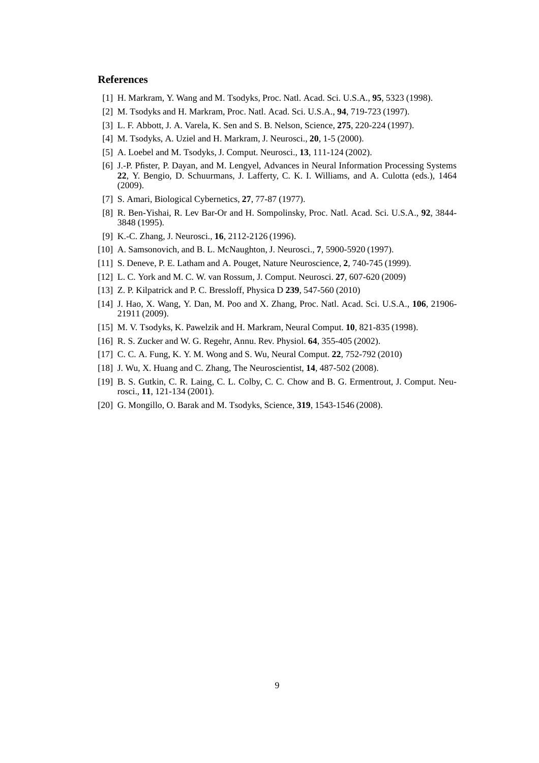## References

[1] H. Markram, Y. Wang and M. Tsodyks, Proc. Natl. Acad. Sci. U.S.A., **95**, 5323 (1998).

[2] M. Tsodyks and H. Markram, Proc. Natl. Acad. Sci. U.S.A., **94**, 719-723 (1997).

[3] L. F. Abbott, J. A. Varela, K. Sen and S. B. Nelson, Science, **275**, 220-224 (1997).

[4] M. Tsodyks, A. Uziel and H. Markram, J. Neurosci., **20**, 1-5 (2000).

[5] A. Loebel and M. Tsodyks, J. Comput. Neurosci., **13**, 111-124 (2002).

[6] J.-P. Pfister, P. Dayan, and M. Lengyel, Advances in Neural Information Processing Systems **22**, Y. Bengio, D. Schuurmans, J. Lafferty, C. K. I. Williams, and A. Culotta (eds.), 1464 (2009).

[7] S. Amari, Biological Cybernetics, **27**, 77-87 (1977).

[8] R. Ben-Yishai, R. Lev Bar-Or and H. Sompolinsky, Proc. Natl. Acad. Sci. U.S.A., **92**, 3844-3848 (1995).

[9] K.-C. Zhang, J. Neurosci., **16**, 2112-2126 (1996).

[10] A. Samsonovich, and B. L. McNaughton, J. Neurosci., **7**, 5900-5920 (1997).

[11] S. Deneve, P. E. Latham and A. Pouget, Nature Neuroscience, **2**, 740-745 (1999).

[12] L. C. York and M. C. W. van Rossum, J. Comput. Neurosci. **27**, 607-620 (2009)

[13] Z. P. Kilpatrick and P. C. Bressloff, Physica D **239**, 547-560 (2010)

[14] J. Hao, X. Wang, Y. Dan, M. Poo and X. Zhang, Proc. Natl. Acad. Sci. U.S.A., **106**, 21906-21911 (2009).

[15] M. V. Tsodyks, K. Pawelzik and H. Markram, Neural Comput. **10**, 821-835 (1998).

[16] R. S. Zucker and W. G. Regehr, Annu. Rev. Physiol. **64**, 355-405 (2002).

[17] C. C. A. Fung, K. Y. M. Wong and S. Wu, Neural Comput. **22**, 752-792 (2010)

[18] J. Wu, X. Huang and C. Zhang, The Neuroscientist, **14**, 487-502 (2008).

[19] B. S. Gutkin, C. R. Laing, C. L. Colby, C. C. Chow and B. G. Ermentrout, J. Comput. Neurosci., **11**, 121-134 (2001).

[20] G. Mongillo, O. Barak and M. Tsodyks, Science, **319**, 1543-1546 (2008).